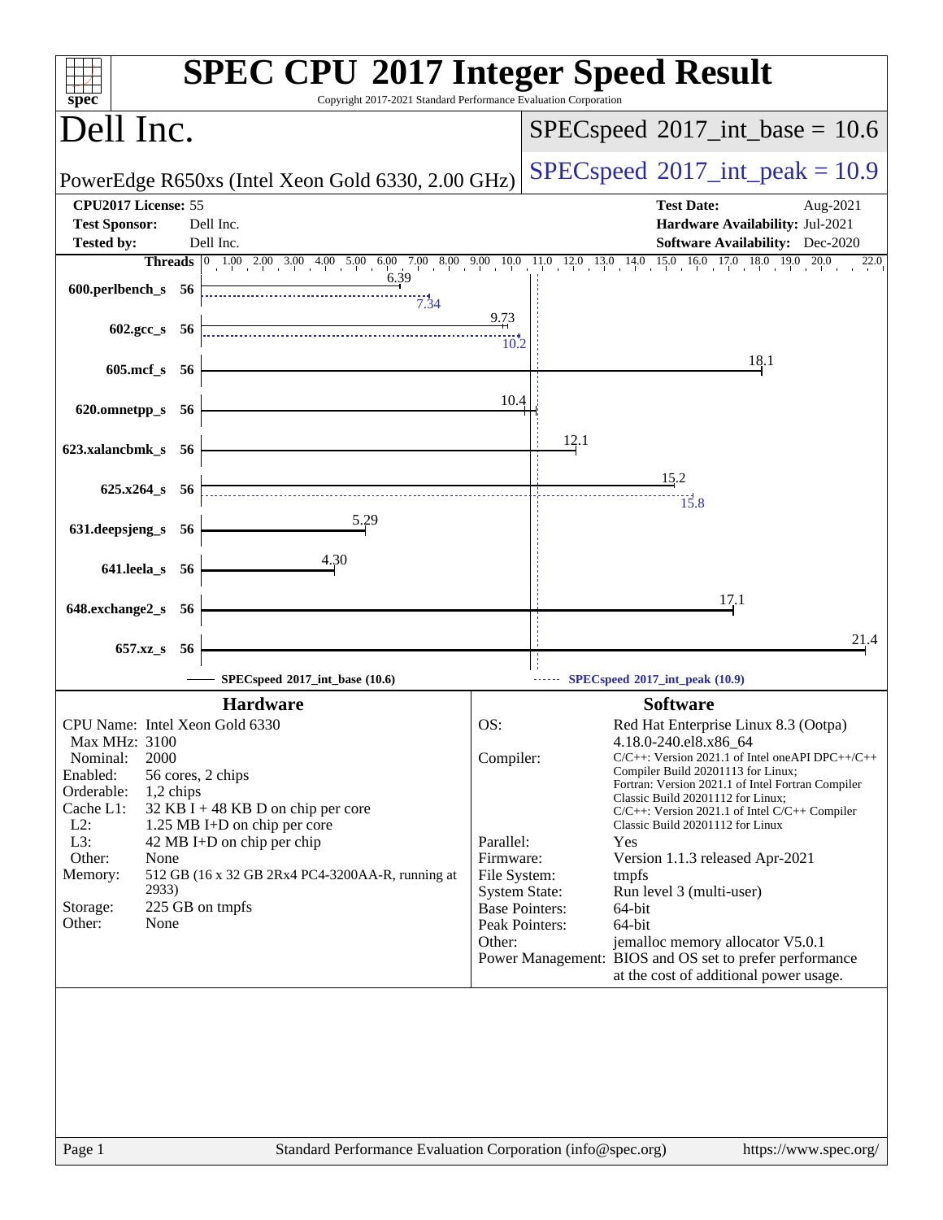# SPEC CPU 2017 Integer Speed Result

Copyright 2017-2021 Standard Performance Evaluation Corporation

## Dell Inc.

PowerEdge R650xs (Intel Xeon Gold 6330, 2.00 GHz)

SPECspeed 2017_int_base = 10.6

SPECspeed 2017_int_peak = 10.9

| | | | |
|---|---|---|---|
| **CPU2017 License:** | 55 | **Test Date:** | Aug-2021 |
| **Test Sponsor:** | Dell Inc. | **Hardware Availability:** | Jul-2021 |
| **Tested by:** | Dell Inc. | **Software Availability:** | Dec-2020 |

| Benchmark | Threads | Base | Peak |
|---|---|---|---|
| 600.perlbench_s | 56 | 6.39 | 7.34 |
| 602.gcc_s | 56 | 9.73 | 10.2 |
| 605.mcf_s | 56 | 18.1 | |
| 620.omnetpp_s | 56 | 10.4 | |
| 623.xalancbmk_s | 56 | 12.1 | |
| 625.x264_s | 56 | 15.2 | 15.8 |
| 631.deepsjeng_s | 56 | 5.29 | |
| 641.leela_s | 56 | 4.30 | |
| 648.exchange2_s | 56 | 17.1 | |
| 657.xz_s | 56 | 21.4 | |

SPECspeed 2017_int_base (10.6)

SPECspeed 2017_int_peak (10.9)

### Hardware

| | |
|---|---|
| CPU Name: | Intel Xeon Gold 6330 |
| Max MHz: | 3100 |
| Nominal: | 2000 |
| Enabled: | 56 cores, 2 chips |
| Orderable: | 1,2 chips |
| Cache L1: | 32 KB I + 48 KB D on chip per core |
| L2: | 1.25 MB I+D on chip per core |
| L3: | 42 MB I+D on chip per chip |
| Other: | None |
| Memory: | 512 GB (16 x 32 GB 2Rx4 PC4-3200AA-R, running at 2933) |
| Storage: | 225 GB on tmpfs |
| Other: | None |

### Software

| | |
|---|---|
| OS: | Red Hat Enterprise Linux 8.3 (Ootpa) 4.18.0-240.el8.x86_64 |
| Compiler: | C/C++: Version 2021.1 of Intel oneAPI DPC++/C++ Compiler Build 20201113 for Linux; Fortran: Version 2021.1 of Intel Fortran Compiler Classic Build 20201112 for Linux; C/C++: Version 2021.1 of Intel C/C++ Compiler Classic Build 20201112 for Linux |
| Parallel: | Yes |
| Firmware: | Version 1.1.3 released Apr-2021 |
| File System: | tmpfs |
| System State: | Run level 3 (multi-user) |
| Base Pointers: | 64-bit |
| Peak Pointers: | 64-bit |
| Other: | jemalloc memory allocator V5.0.1 |
| Power Management: | BIOS and OS set to prefer performance at the cost of additional power usage. |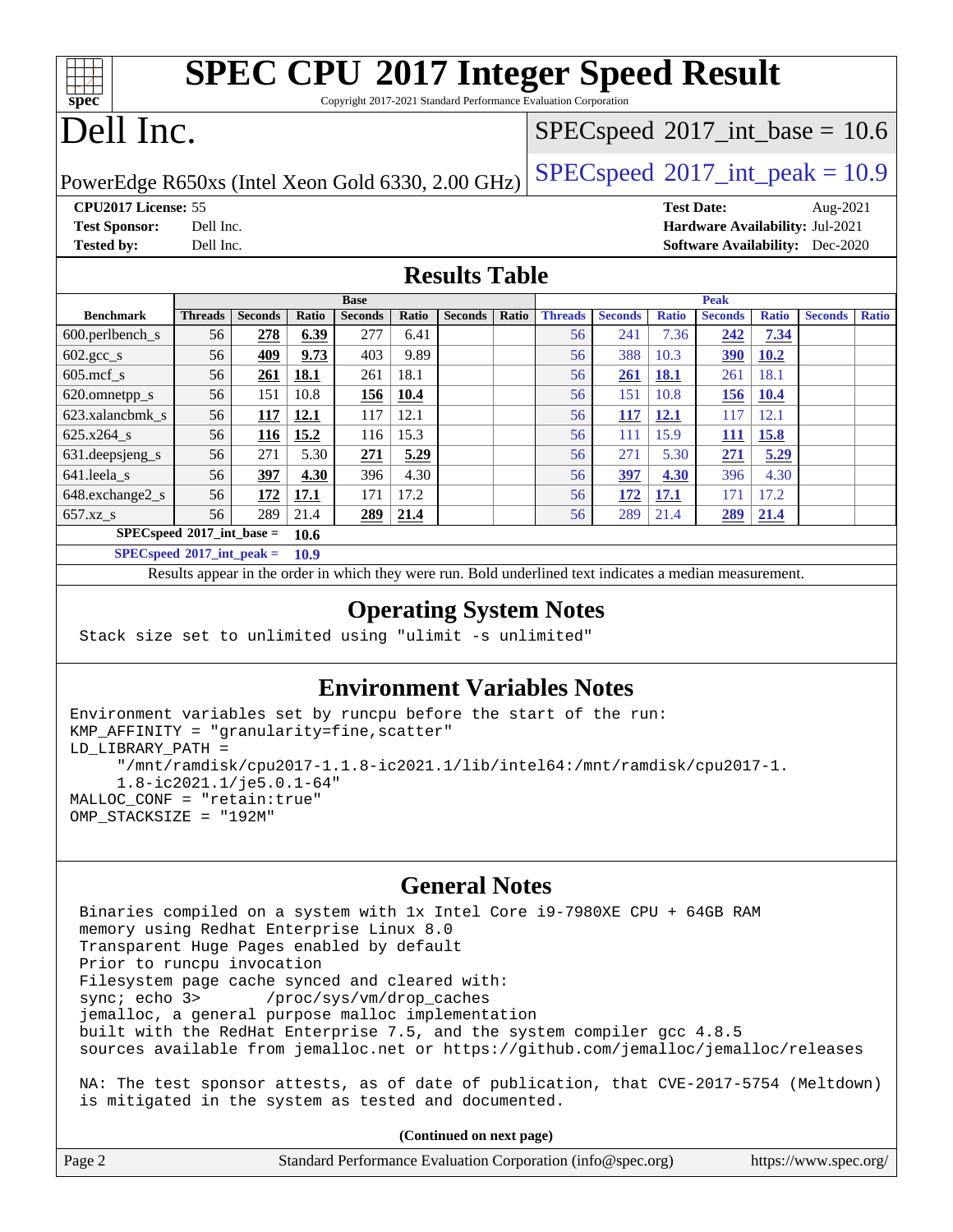# SPEC CPU 2017 Integer Speed Result

Copyright 2017-2021 Standard Performance Evaluation Corporation

# Dell Inc.

PowerEdge R650xs (Intel Xeon Gold 6330, 2.00 GHz)

SPECspeed 2017_int_base = 10.6

SPECspeed 2017_int_peak = 10.9

**CPU2017 License:** 55
**Test Sponsor:** Dell Inc.
**Tested by:** Dell Inc.

**Test Date:** Aug-2021
**Hardware Availability:** Jul-2021
**Software Availability:** Dec-2020

## Results Table

| Benchmark | Base | | | | | | | Peak | | | | | | |
|---|---|---|---|---|---|---|---|---|---|---|---|---|---|---|
| | Threads | Seconds | Ratio | Seconds | Ratio | Seconds | Ratio | Threads | Seconds | Ratio | Seconds | Ratio | Seconds | Ratio |
| 600.perlbench_s | 56 | **278** | **6.39** | 277 | 6.41 | | | 56 | 241 | 7.36 | **242** | **7.34** | | |
| 602.gcc_s | 56 | **409** | **9.73** | 403 | 9.89 | | | 56 | 388 | 10.3 | **390** | **10.2** | | |
| 605.mcf_s | 56 | **261** | **18.1** | 261 | 18.1 | | | 56 | **261** | **18.1** | 261 | 18.1 | | |
| 620.omnetpp_s | 56 | 151 | 10.8 | **156** | **10.4** | | | 56 | 151 | 10.8 | **156** | **10.4** | | |
| 623.xalancbmk_s | 56 | **117** | **12.1** | 117 | 12.1 | | | 56 | **117** | **12.1** | 117 | 12.1 | | |
| 625.x264_s | 56 | **116** | **15.2** | 116 | 15.3 | | | 56 | 111 | 15.9 | **111** | **15.8** | | |
| 631.deepsjeng_s | 56 | 271 | 5.30 | **271** | **5.29** | | | 56 | 271 | 5.30 | **271** | **5.29** | | |
| 641.leela_s | 56 | **397** | **4.30** | 396 | 4.30 | | | 56 | **397** | **4.30** | 396 | 4.30 | | |
| 648.exchange2_s | 56 | **172** | **17.1** | 171 | 17.2 | | | 56 | **172** | **17.1** | 171 | 17.2 | | |
| 657.xz_s | 56 | 289 | 21.4 | **289** | **21.4** | | | 56 | 289 | 21.4 | **289** | **21.4** | | |

**SPECspeed 2017_int_base = 10.6**

**SPECspeed 2017_int_peak = 10.9**

Results appear in the order in which they were run. Bold underlined text indicates a median measurement.

## Operating System Notes

```
Stack size set to unlimited using "ulimit -s unlimited"
```

## Environment Variables Notes

```
Environment variables set by runcpu before the start of the run:
KMP_AFFINITY = "granularity=fine,scatter"
LD_LIBRARY_PATH =
     "/mnt/ramdisk/cpu2017-1.1.8-ic2021.1/lib/intel64:/mnt/ramdisk/cpu2017-1.
     1.8-ic2021.1/je5.0.1-64"
MALLOC_CONF = "retain:true"
OMP_STACKSIZE = "192M"
```

## General Notes

```
Binaries compiled on a system with 1x Intel Core i9-7980XE CPU + 64GB RAM
memory using Redhat Enterprise Linux 8.0
Transparent Huge Pages enabled by default
Prior to runcpu invocation
Filesystem page cache synced and cleared with:
sync; echo 3>       /proc/sys/vm/drop_caches
jemalloc, a general purpose malloc implementation
built with the RedHat Enterprise 7.5, and the system compiler gcc 4.8.5
sources available from jemalloc.net or https://github.com/jemalloc/jemalloc/releases

NA: The test sponsor attests, as of date of publication, that CVE-2017-5754 (Meltdown)
is mitigated in the system as tested and documented.
```

**(Continued on next page)**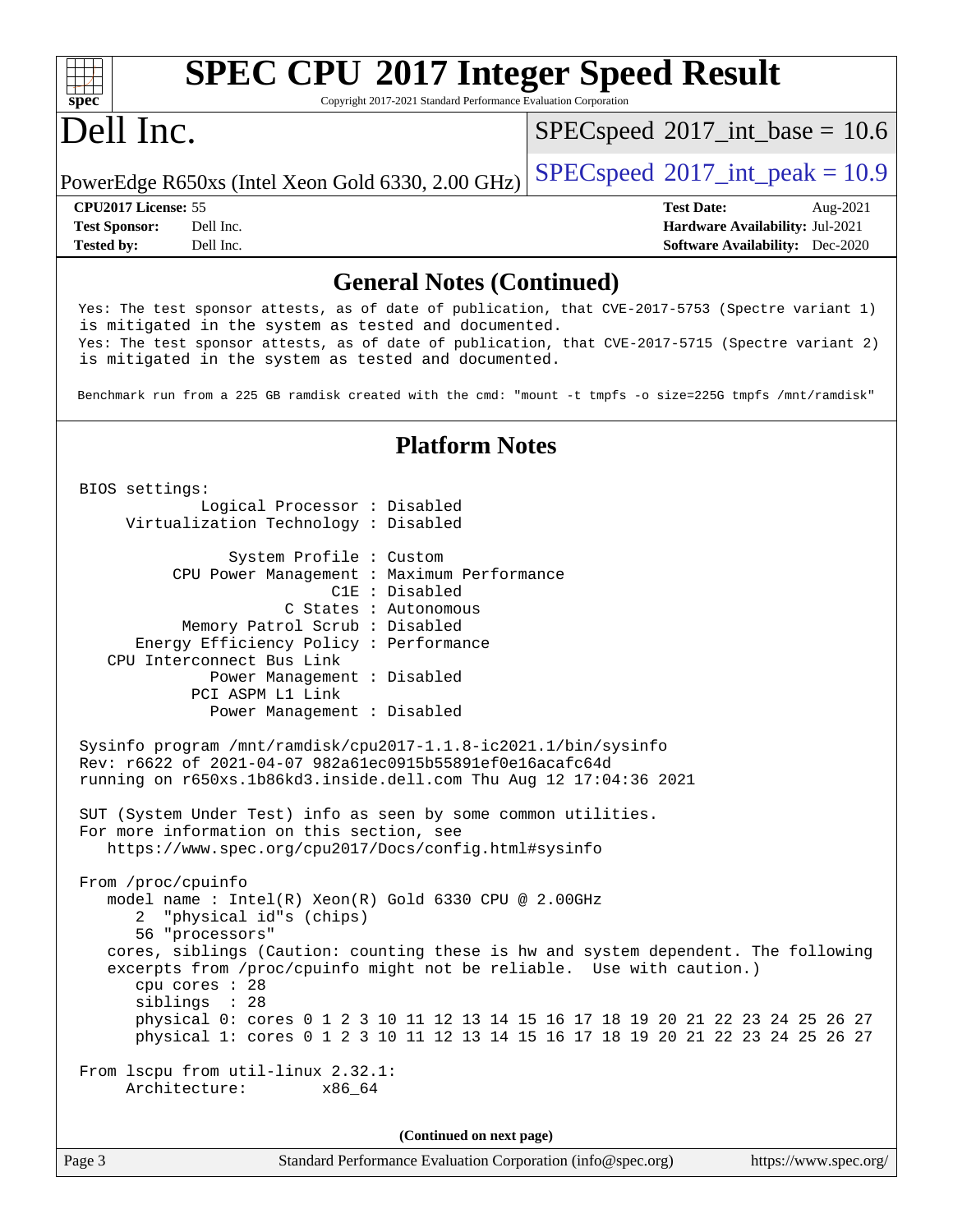## General Notes (Continued)

```
Yes: The test sponsor attests, as of date of publication, that CVE-2017-5753 (Spectre variant 1)
is mitigated in the system as tested and documented.
Yes: The test sponsor attests, as of date of publication, that CVE-2017-5715 (Spectre variant 2)
is mitigated in the system as tested and documented.

Benchmark run from a 225 GB ramdisk created with the cmd: "mount -t tmpfs -o size=225G tmpfs /mnt/ramdisk"
```

## Platform Notes

```
BIOS settings:
          Logical Processor : Disabled
     Virtualization Technology : Disabled

              System Profile : Custom
         CPU Power Management : Maximum Performance
                         C1E : Disabled
                    C States : Autonomous
          Memory Patrol Scrub : Disabled
     Energy Efficiency Policy : Performance
   CPU Interconnect Bus Link
            Power Management : Disabled
          PCI ASPM L1 Link
            Power Management : Disabled

Sysinfo program /mnt/ramdisk/cpu2017-1.1.8-ic2021.1/bin/sysinfo
Rev: r6622 of 2021-04-07 982a61ec0915b55891ef0e16acafc64d
running on r650xs.1b86kd3.inside.dell.com Thu Aug 12 17:04:36 2021

SUT (System Under Test) info as seen by some common utilities.
For more information on this section, see
   https://www.spec.org/cpu2017/Docs/config.html#sysinfo

From /proc/cpuinfo
   model name : Intel(R) Xeon(R) Gold 6330 CPU @ 2.00GHz
      2  "physical id"s (chips)
      56 "processors"
   cores, siblings (Caution: counting these is hw and system dependent. The following
   excerpts from /proc/cpuinfo might not be reliable.  Use with caution.)
      cpu cores : 28
      siblings  : 28
      physical 0: cores 0 1 2 3 10 11 12 13 14 15 16 17 18 19 20 21 22 23 24 25 26 27
      physical 1: cores 0 1 2 3 10 11 12 13 14 15 16 17 18 19 20 21 22 23 24 25 26 27

From lscpu from util-linux 2.32.1:
     Architecture:        x86_64
```

(Continued on next page)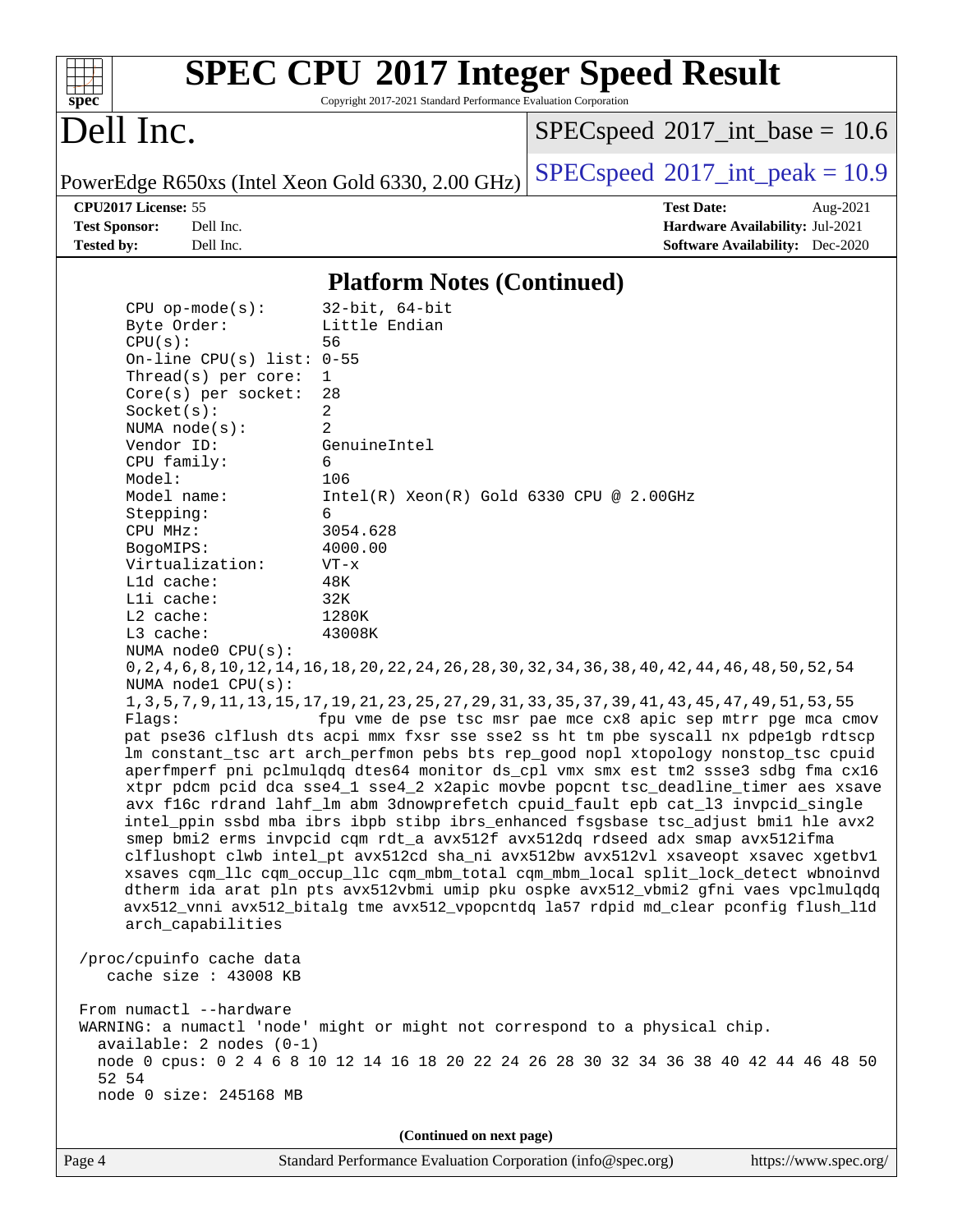## Platform Notes (Continued)

```
CPU op-mode(s):        32-bit, 64-bit
Byte Order:            Little Endian
CPU(s):                56
On-line CPU(s) list:   0-55
Thread(s) per core:    1
Core(s) per socket:    28
Socket(s):             2
NUMA node(s):          2
Vendor ID:             GenuineIntel
CPU family:            6
Model:                 106
Model name:            Intel(R) Xeon(R) Gold 6330 CPU @ 2.00GHz
Stepping:              6
CPU MHz:               3054.628
BogoMIPS:              4000.00
Virtualization:        VT-x
L1d cache:             48K
L1i cache:             32K
L2 cache:              1280K
L3 cache:              43008K
NUMA node0 CPU(s):
0,2,4,6,8,10,12,14,16,18,20,22,24,26,28,30,32,34,36,38,40,42,44,46,48,50,52,54
NUMA node1 CPU(s):
1,3,5,7,9,11,13,15,17,19,21,23,25,27,29,31,33,35,37,39,41,43,45,47,49,51,53,55
Flags:                 fpu vme de pse tsc msr pae mce cx8 apic sep mtrr pge mca cmov
pat pse36 clflush dts acpi mmx fxsr sse sse2 ss ht tm pbe syscall nx pdpe1gb rdtscp
lm constant_tsc art arch_perfmon pebs bts rep_good nopl xtopology nonstop_tsc cpuid
aperfmperf pni pclmulqdq dtes64 monitor ds_cpl vmx smx est tm2 ssse3 sdbg fma cx16
xtpr pdcm pcid dca sse4_1 sse4_2 x2apic movbe popcnt tsc_deadline_timer aes xsave
avx f16c rdrand lahf_lm abm 3dnowprefetch cpuid_fault epb cat_l3 invpcid_single
intel_ppin ssbd mba ibrs ibpb stibp ibrs_enhanced fsgsbase tsc_adjust bmi1 hle avx2
smep bmi2 erms invpcid cqm rdt_a avx512f avx512dq rdseed adx smap avx512ifma
clflushopt clwb intel_pt avx512cd sha_ni avx512bw avx512vl xsaveopt xsavec xgetbv1
xsaves cqm_llc cqm_occup_llc cqm_mbm_total cqm_mbm_local split_lock_detect wbnoinvd
dtherm ida arat pln pts avx512vbmi umip pku ospke avx512_vbmi2 gfni vaes vpclmulqdq
avx512_vnni avx512_bitalg tme avx512_vpopcntdq la57 rdpid md_clear pconfig flush_l1d
arch_capabilities

/proc/cpuinfo cache data
   cache size : 43008 KB

From numactl --hardware
WARNING: a numactl 'node' might or might not correspond to a physical chip.
  available: 2 nodes (0-1)
  node 0 cpus: 0 2 4 6 8 10 12 14 16 18 20 22 24 26 28 30 32 34 36 38 40 42 44 46 48 50
  52 54
  node 0 size: 245168 MB
```

(Continued on next page)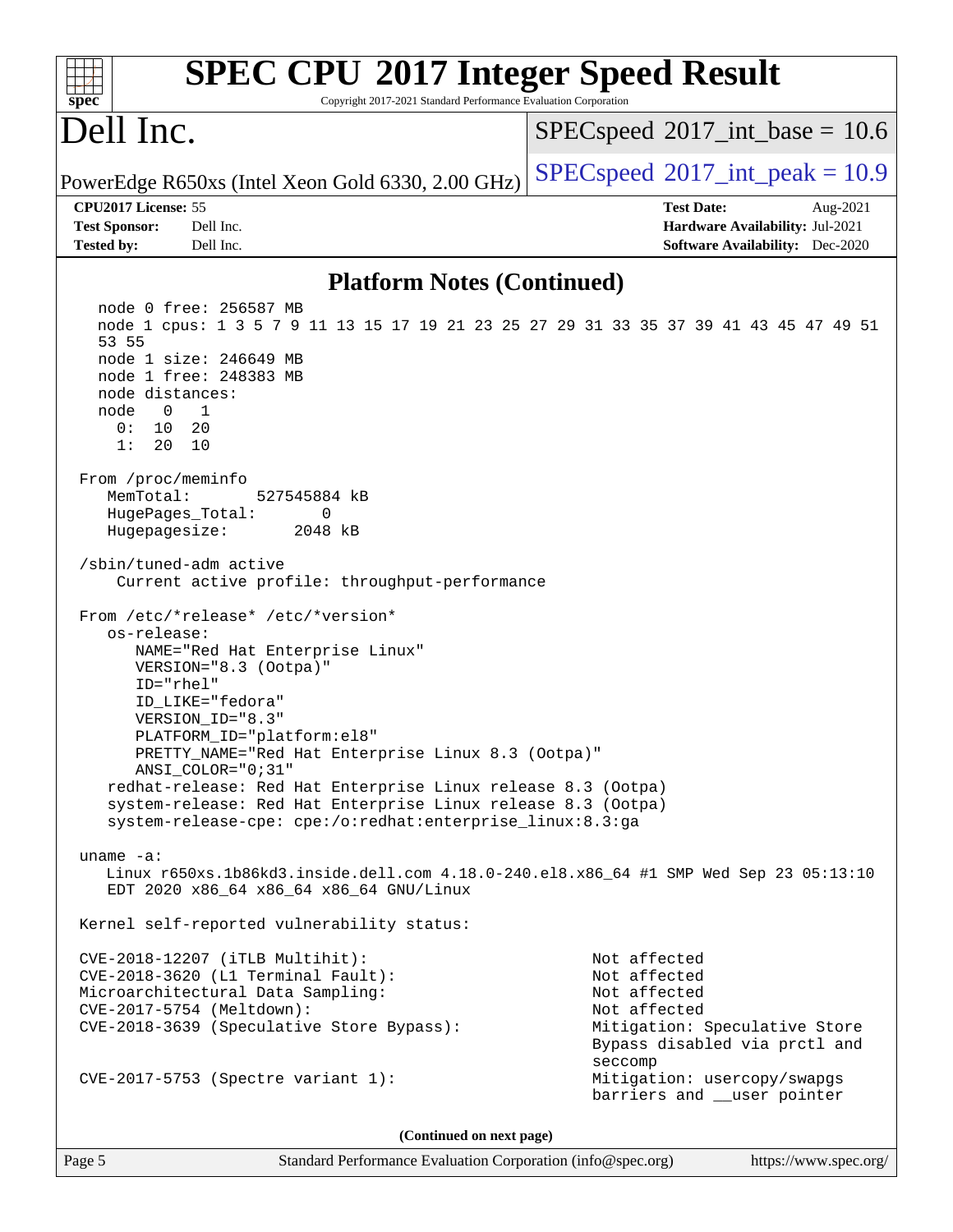# SPEC CPU 2017 Integer Speed Result

Copyright 2017-2021 Standard Performance Evaluation Corporation

## Dell Inc.

PowerEdge R650xs (Intel Xeon Gold 6330, 2.00 GHz)

SPECspeed 2017_int_base = 10.6

SPECspeed 2017_int_peak = 10.9

**CPU2017 License:** 55
**Test Sponsor:** Dell Inc.
**Tested by:** Dell Inc.

**Test Date:** Aug-2021
**Hardware Availability:** Jul-2021
**Software Availability:** Dec-2020

### Platform Notes (Continued)

```
    node 0 free: 256587 MB
    node 1 cpus: 1 3 5 7 9 11 13 15 17 19 21 23 25 27 29 31 33 35 37 39 41 43 45 47 49 51
    53 55
    node 1 size: 246649 MB
    node 1 free: 248383 MB
    node distances:
    node   0   1
      0:  10  20
      1:  20  10

 From /proc/meminfo
    MemTotal:       527545884 kB
    HugePages_Total:       0
    Hugepagesize:       2048 kB

 /sbin/tuned-adm active
     Current active profile: throughput-performance

 From /etc/*release* /etc/*version*
    os-release:
       NAME="Red Hat Enterprise Linux"
       VERSION="8.3 (Ootpa)"
       ID="rhel"
       ID_LIKE="fedora"
       VERSION_ID="8.3"
       PLATFORM_ID="platform:el8"
       PRETTY_NAME="Red Hat Enterprise Linux 8.3 (Ootpa)"
       ANSI_COLOR="0;31"
    redhat-release: Red Hat Enterprise Linux release 8.3 (Ootpa)
    system-release: Red Hat Enterprise Linux release 8.3 (Ootpa)
    system-release-cpe: cpe:/o:redhat:enterprise_linux:8.3:ga

 uname -a:
    Linux r650xs.1b86kd3.inside.dell.com 4.18.0-240.el8.x86_64 #1 SMP Wed Sep 23 05:13:10
    EDT 2020 x86_64 x86_64 x86_64 GNU/Linux

 Kernel self-reported vulnerability status:

 CVE-2018-12207 (iTLB Multihit):                          Not affected
 CVE-2018-3620 (L1 Terminal Fault):                       Not affected
 Microarchitectural Data Sampling:                        Not affected
 CVE-2017-5754 (Meltdown):                                Not affected
 CVE-2018-3639 (Speculative Store Bypass):                Mitigation: Speculative Store
                                                          Bypass disabled via prctl and
                                                          seccomp
 CVE-2017-5753 (Spectre variant 1):                       Mitigation: usercopy/swapgs
                                                          barriers and __user pointer
```

(Continued on next page)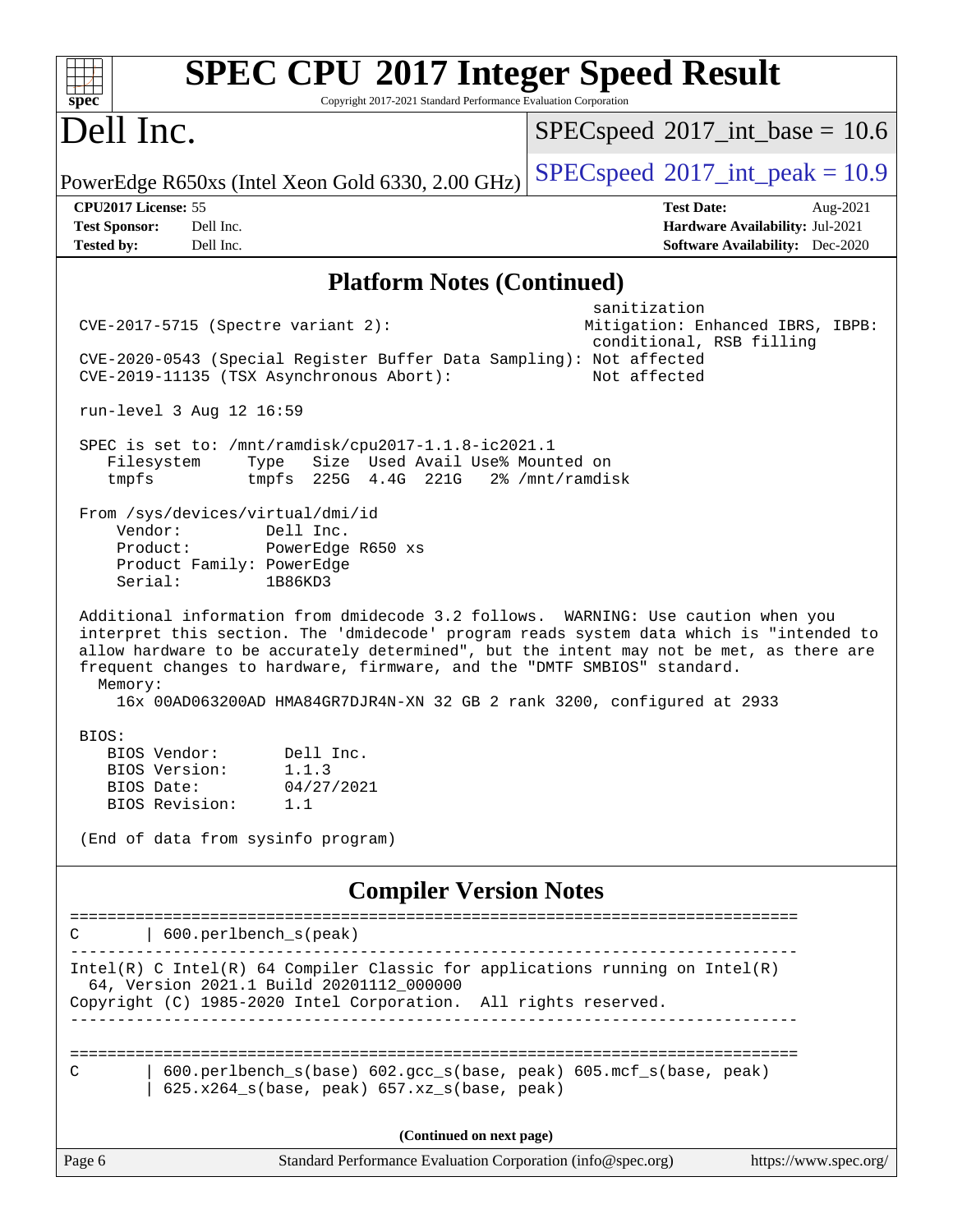## Platform Notes (Continued)

```
                                                     sanitization
CVE-2017-5715 (Spectre variant 2):                  Mitigation: Enhanced IBRS, IBPB:
                                                     conditional, RSB filling
CVE-2020-0543 (Special Register Buffer Data Sampling): Not affected
CVE-2019-11135 (TSX Asynchronous Abort):             Not affected

run-level 3 Aug 12 16:59

SPEC is set to: /mnt/ramdisk/cpu2017-1.1.8-ic2021.1
   Filesystem     Type   Size  Used Avail Use% Mounted on
   tmpfs          tmpfs  225G  4.4G  221G   2% /mnt/ramdisk

From /sys/devices/virtual/dmi/id
    Vendor:         Dell Inc.
    Product:        PowerEdge R650 xs
    Product Family: PowerEdge
    Serial:         1B86KD3

Additional information from dmidecode 3.2 follows.  WARNING: Use caution when you
interpret this section. The 'dmidecode' program reads system data which is "intended to
allow hardware to be accurately determined", but the intent may not be met, as there are
frequent changes to hardware, firmware, and the "DMTF SMBIOS" standard.
  Memory:
    16x 00AD063200AD HMA84GR7DJR4N-XN 32 GB 2 rank 3200, configured at 2933

BIOS:
   BIOS Vendor:       Dell Inc.
   BIOS Version:      1.1.3
   BIOS Date:         04/27/2021
   BIOS Revision:     1.1

(End of data from sysinfo program)
```

## Compiler Version Notes

```
==============================================================================
C       | 600.perlbench_s(peak)
------------------------------------------------------------------------------
Intel(R) C Intel(R) 64 Compiler Classic for applications running on Intel(R)
  64, Version 2021.1 Build 20201112_000000
Copyright (C) 1985-2020 Intel Corporation.  All rights reserved.
------------------------------------------------------------------------------

==============================================================================
C       | 600.perlbench_s(base) 602.gcc_s(base, peak) 605.mcf_s(base, peak)
        | 625.x264_s(base, peak) 657.xz_s(base, peak)
```

(Continued on next page)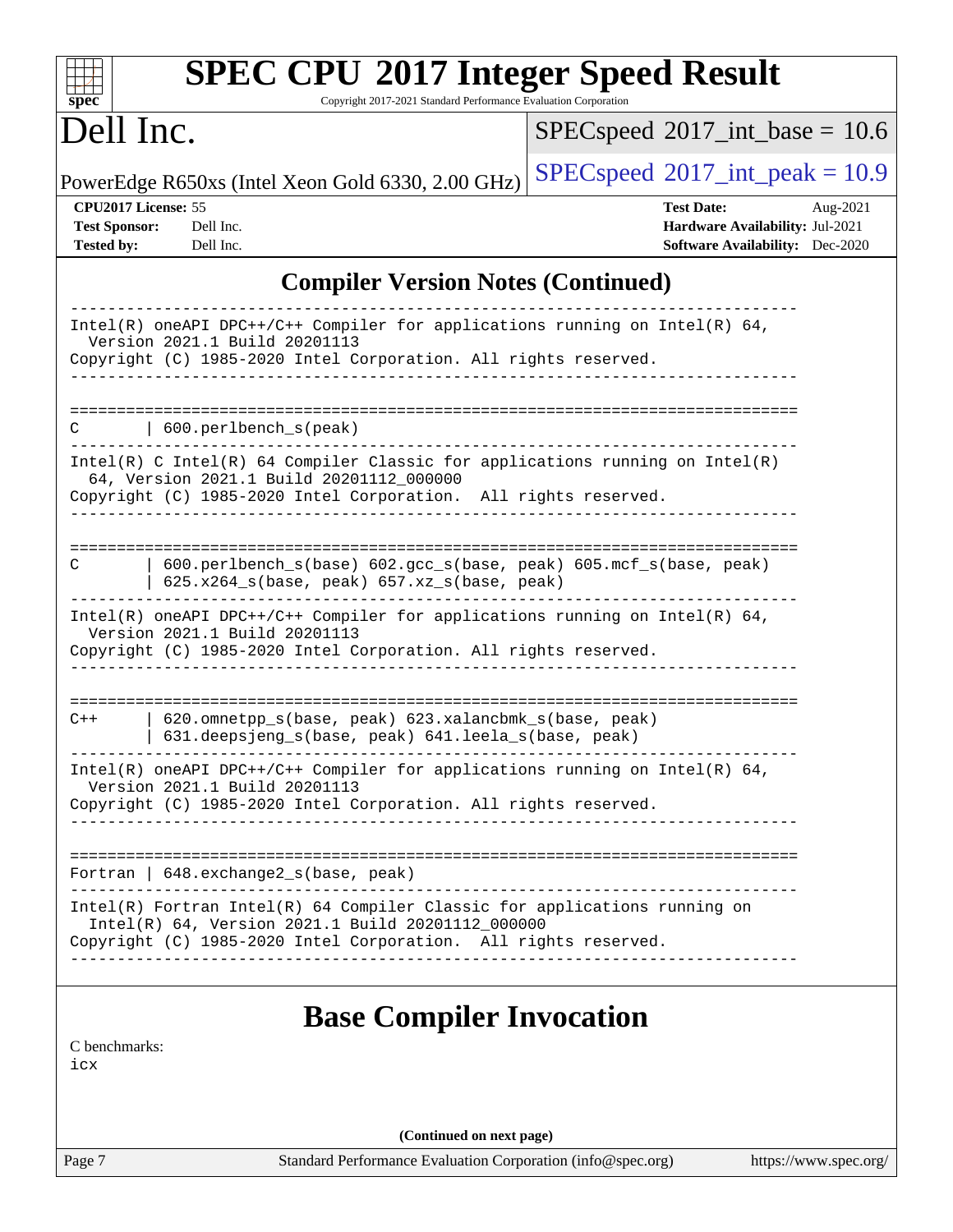## Compiler Version Notes (Continued)

```
------------------------------------------------------------------------------
Intel(R) oneAPI DPC++/C++ Compiler for applications running on Intel(R) 64,
  Version 2021.1 Build 20201113
Copyright (C) 1985-2020 Intel Corporation. All rights reserved.
------------------------------------------------------------------------------

==============================================================================
C       | 600.perlbench_s(peak)
------------------------------------------------------------------------------
Intel(R) C Intel(R) 64 Compiler Classic for applications running on Intel(R)
  64, Version 2021.1 Build 20201112_000000
Copyright (C) 1985-2020 Intel Corporation.  All rights reserved.
------------------------------------------------------------------------------

==============================================================================
C       | 600.perlbench_s(base) 602.gcc_s(base, peak) 605.mcf_s(base, peak)
        | 625.x264_s(base, peak) 657.xz_s(base, peak)
------------------------------------------------------------------------------
Intel(R) oneAPI DPC++/C++ Compiler for applications running on Intel(R) 64,
  Version 2021.1 Build 20201113
Copyright (C) 1985-2020 Intel Corporation. All rights reserved.
------------------------------------------------------------------------------

==============================================================================
C++     | 620.omnetpp_s(base, peak) 623.xalancbmk_s(base, peak)
        | 631.deepsjeng_s(base, peak) 641.leela_s(base, peak)
------------------------------------------------------------------------------
Intel(R) oneAPI DPC++/C++ Compiler for applications running on Intel(R) 64,
  Version 2021.1 Build 20201113
Copyright (C) 1985-2020 Intel Corporation. All rights reserved.
------------------------------------------------------------------------------

==============================================================================
Fortran | 648.exchange2_s(base, peak)
------------------------------------------------------------------------------
Intel(R) Fortran Intel(R) 64 Compiler Classic for applications running on
  Intel(R) 64, Version 2021.1 Build 20201112_000000
Copyright (C) 1985-2020 Intel Corporation.  All rights reserved.
------------------------------------------------------------------------------
```

## Base Compiler Invocation

C benchmarks:
icx

(Continued on next page)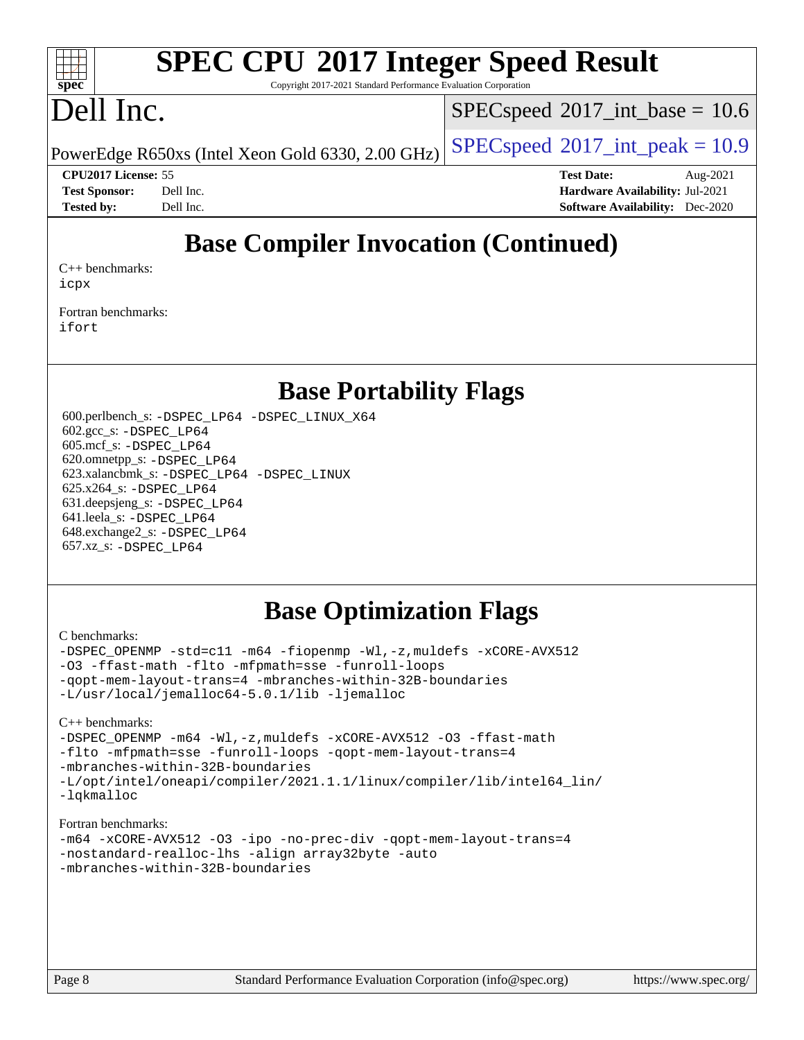## Base Compiler Invocation (Continued)

C++ benchmarks:
icpx

Fortran benchmarks:
ifort

## Base Portability Flags

600.perlbench_s: -DSPEC_LP64 -DSPEC_LINUX_X64
602.gcc_s: -DSPEC_LP64
605.mcf_s: -DSPEC_LP64
620.omnetpp_s: -DSPEC_LP64
623.xalancbmk_s: -DSPEC_LP64 -DSPEC_LINUX
625.x264_s: -DSPEC_LP64
631.deepsjeng_s: -DSPEC_LP64
641.leela_s: -DSPEC_LP64
648.exchange2_s: -DSPEC_LP64
657.xz_s: -DSPEC_LP64

## Base Optimization Flags

C benchmarks:
-DSPEC_OPENMP -std=c11 -m64 -fiopenmp -Wl,-z,muldefs -xCORE-AVX512
-O3 -ffast-math -flto -mfpmath=sse -funroll-loops
-qopt-mem-layout-trans=4 -mbranches-within-32B-boundaries
-L/usr/local/jemalloc64-5.0.1/lib -ljemalloc

C++ benchmarks:
-DSPEC_OPENMP -m64 -Wl,-z,muldefs -xCORE-AVX512 -O3 -ffast-math
-flto -mfpmath=sse -funroll-loops -qopt-mem-layout-trans=4
-mbranches-within-32B-boundaries
-L/opt/intel/oneapi/compiler/2021.1.1/linux/compiler/lib/intel64_lin/
-lqkmalloc

Fortran benchmarks:
-m64 -xCORE-AVX512 -O3 -ipo -no-prec-div -qopt-mem-layout-trans=4
-nostandard-realloc-lhs -align array32byte -auto
-mbranches-within-32B-boundaries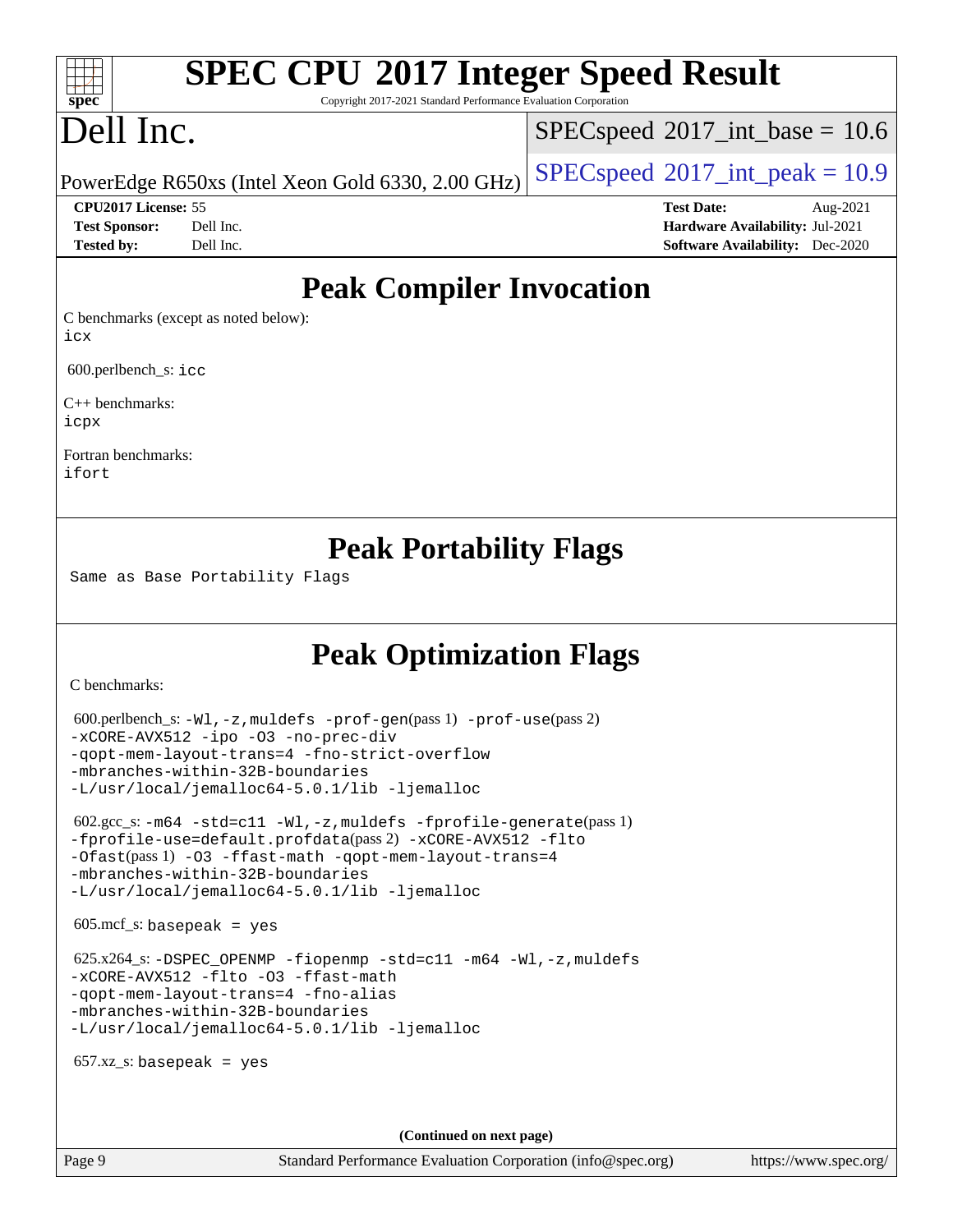# Peak Compiler Invocation

C benchmarks (except as noted below):
icx

600.perlbench_s: icc

C++ benchmarks:
icpx

Fortran benchmarks:
ifort

# Peak Portability Flags

Same as Base Portability Flags

# Peak Optimization Flags

C benchmarks:

600.perlbench_s: -Wl,-z,muldefs -prof-gen(pass 1) -prof-use(pass 2)
-xCORE-AVX512 -ipo -O3 -no-prec-div
-qopt-mem-layout-trans=4 -fno-strict-overflow
-mbranches-within-32B-boundaries
-L/usr/local/jemalloc64-5.0.1/lib -ljemalloc

602.gcc_s: -m64 -std=c11 -Wl,-z,muldefs -fprofile-generate(pass 1)
-fprofile-use=default.profdata(pass 2) -xCORE-AVX512 -flto
-Ofast(pass 1) -O3 -ffast-math -qopt-mem-layout-trans=4
-mbranches-within-32B-boundaries
-L/usr/local/jemalloc64-5.0.1/lib -ljemalloc

605.mcf_s: basepeak = yes

625.x264_s: -DSPEC_OPENMP -fiopenmp -std=c11 -m64 -Wl,-z,muldefs
-xCORE-AVX512 -flto -O3 -ffast-math
-qopt-mem-layout-trans=4 -fno-alias
-mbranches-within-32B-boundaries
-L/usr/local/jemalloc64-5.0.1/lib -ljemalloc

657.xz_s: basepeak = yes

(Continued on next page)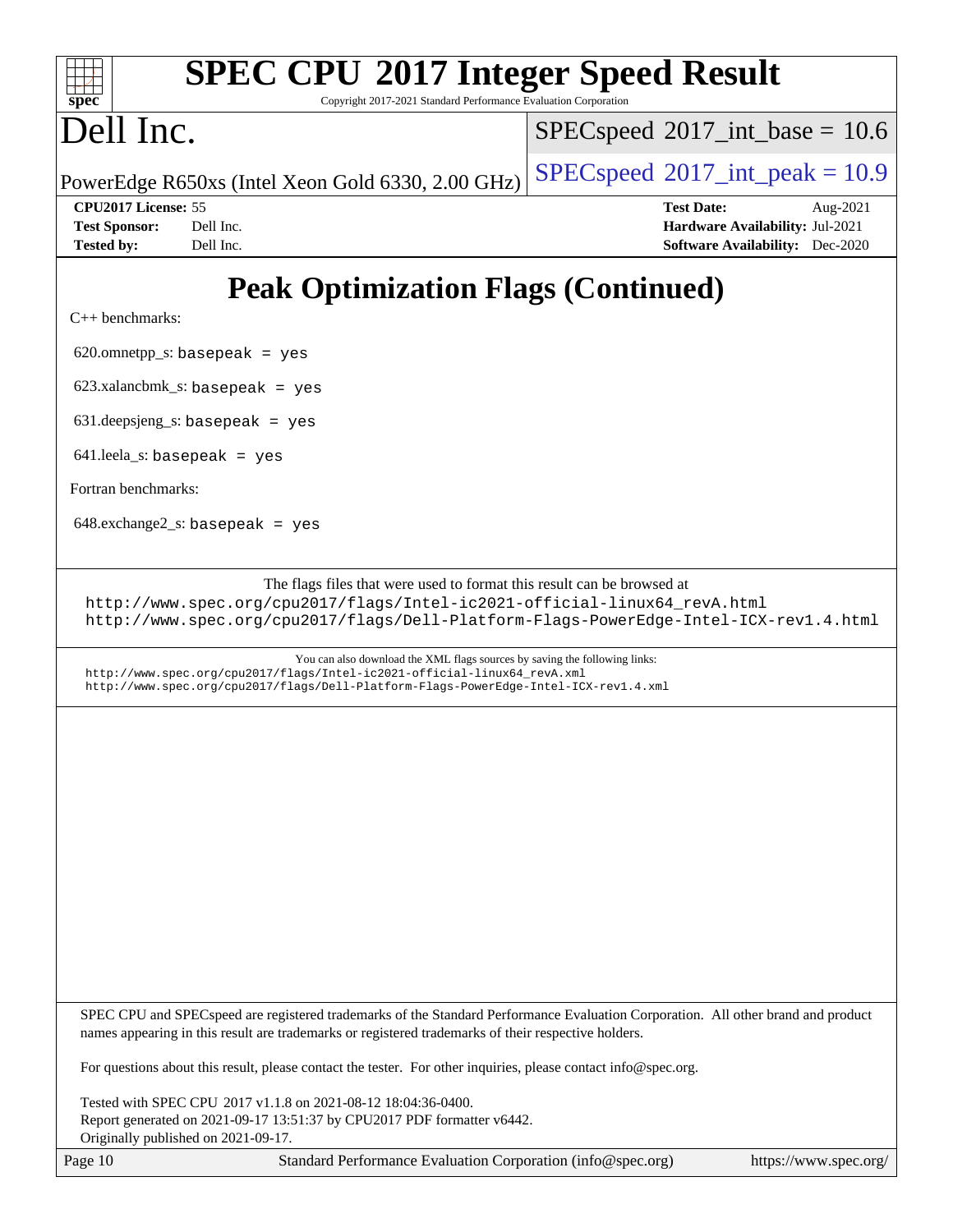# SPEC CPU 2017 Integer Speed Result

Copyright 2017-2021 Standard Performance Evaluation Corporation

# Dell Inc.

PowerEdge R650xs (Intel Xeon Gold 6330, 2.00 GHz)

SPECspeed 2017_int_base = 10.6

SPECspeed 2017_int_peak = 10.9

**CPU2017 License:** 55
**Test Sponsor:** Dell Inc.
**Tested by:** Dell Inc.

**Test Date:** Aug-2021
**Hardware Availability:** Jul-2021
**Software Availability:** Dec-2020

## Peak Optimization Flags (Continued)

C++ benchmarks:

620.omnetpp_s: `basepeak = yes`

623.xalancbmk_s: `basepeak = yes`

631.deepsjeng_s: `basepeak = yes`

641.leela_s: `basepeak = yes`

Fortran benchmarks:

648.exchange2_s: `basepeak = yes`

The flags files that were used to format this result can be browsed at
http://www.spec.org/cpu2017/flags/Intel-ic2021-official-linux64_revA.html
http://www.spec.org/cpu2017/flags/Dell-Platform-Flags-PowerEdge-Intel-ICX-rev1.4.html

You can also download the XML flags sources by saving the following links:
http://www.spec.org/cpu2017/flags/Intel-ic2021-official-linux64_revA.xml
http://www.spec.org/cpu2017/flags/Dell-Platform-Flags-PowerEdge-Intel-ICX-rev1.4.xml

SPEC CPU and SPECspeed are registered trademarks of the Standard Performance Evaluation Corporation. All other brand and product names appearing in this result are trademarks or registered trademarks of their respective holders.

For questions about this result, please contact the tester. For other inquiries, please contact info@spec.org.

Tested with SPEC CPU 2017 v1.1.8 on 2021-08-12 18:04:36-0400.
Report generated on 2021-09-17 13:51:37 by CPU2017 PDF formatter v6442.
Originally published on 2021-09-17.